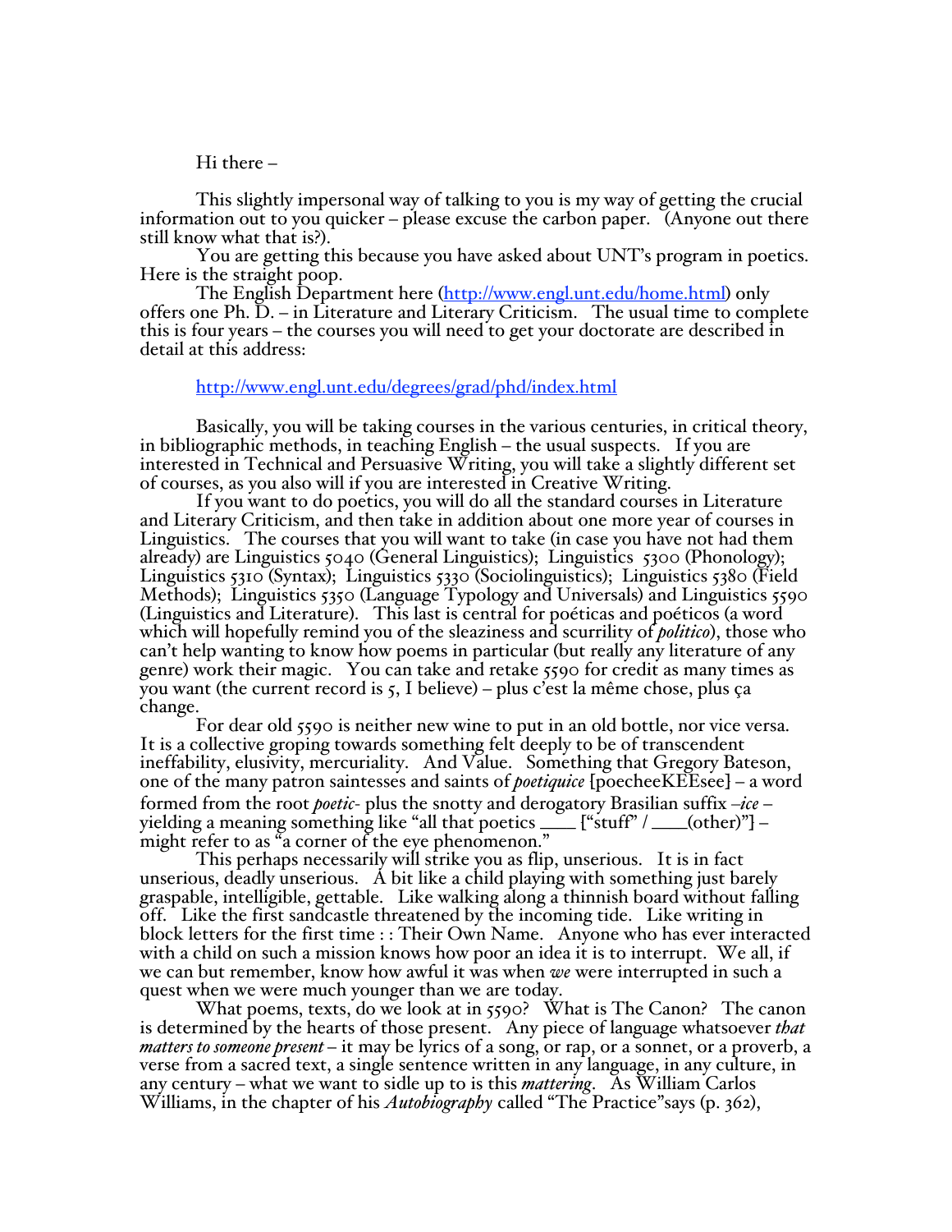Hi there –

This slightly impersonal way of talking to you is my way of getting the crucial information out to you quicker – please excuse the carbon paper. (Anyone out there still know what that is?).

You are getting this because you have asked about UNT's program in poetics. Here is the straight poop.

The English Department here (http://www.engl.unt.edu/home.html) only offers one Ph. D. – in Literature and Literary Criticism. The usual time to complete this is four years – the courses you will need to get your doctorate are described in detail at this address:

http://www.engl.unt.edu/degrees/grad/phd/index.html

Basically, you will be taking courses in the various centuries, in critical theory, in bibliographic methods, in teaching English – the usual suspects. If you are interested in Technical and Persuasive Writing, you will take a slightly different set of courses, as you also will if you are interested in Creative Writing.

If you want to do poetics, you will do all the standard courses in Literature and Literary Criticism, and then take in addition about one more year of courses in Linguistics. The courses that you will want to take (in case you have not had them already) are Linguistics 5040 (General Linguistics); Linguistics 5300 (Phonology); Linguistics 5310 (Syntax); Linguistics 5330 (Sociolinguistics); Linguistics 5380 (Field Methods); Linguistics 5350 (Language Typology and Universals) and Linguistics 5590 (Linguistics and Literature). This last is central for poéticas and poéticos (a word which will hopefully remind you of the sleaziness and scurrility of *politico*), those who can't help wanting to know how poems in particular (but really any literature of any genre) work their magic. You can take and retake 5590 for credit as many times as you want (the current record is 5, I believe) – plus c'est la même chose, plus ça change.

For dear old 5590 is neither new wine to put in an old bottle, nor vice versa. It is a collective groping towards something felt deeply to be of transcendent ineffability, elusivity, mercuriality. And Value. Something that Gregory Bateson, one of the many patron saintesses and saints of *poetiquice* [poecheeKEEsee] – a word formed from the root *poetic-* plus the snotty and derogatory Brasilian suffix *–ice* – yielding a meaning something like "all that poetics ____ ["stuff" / ____(other)"] – might refer to as "a corner of the eye phenomenon."

This perhaps necessarily will strike you as flip, unserious. It is in fact unserious, deadly unserious. A bit like a child playing with something just barely graspable, intelligible, gettable. Like walking along a thinnish board without falling off. Like the first sandcastle threatened by the incoming tide. Like writing in block letters for the first time : : Their Own Name. Anyone who has ever interacted with a child on such a mission knows how poor an idea it is to interrupt. We all, if we can but remember, know how awful it was when *we* were interrupted in such a quest when we were much younger than we are today.

What poems, texts, do we look at in 5590? What is The Canon? The canon is determined by the hearts of those present. Any piece of language whatsoever *that matters to someone present* – it may be lyrics of a song, or rap, or a sonnet, or a proverb, a verse from a sacred text, a single sentence written in any language, in any culture, in any century – what we want to sidle up to is this *mattering*. As William Carlos Williams, in the chapter of his *Autobiography* called "The Practice"says (p. 362),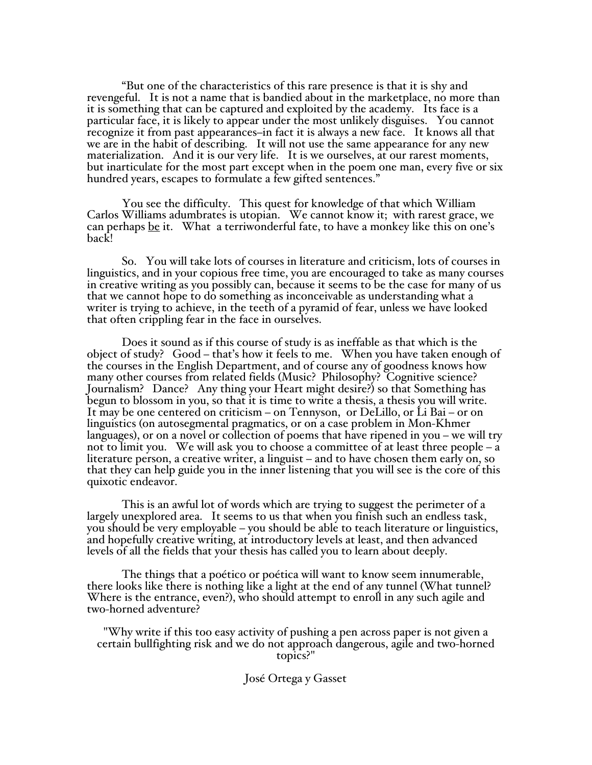"But one of the characteristics of this rare presence is that it is shy and revengeful. It is not a name that is bandied about in the marketplace, no more than it is something that can be captured and exploited by the academy. Its face is a particular face, it is likely to appear under the most unlikely disguises. You cannot recognize it from past appearances–in fact it is always a new face. It knows all that we are in the habit of describing. It will not use the same appearance for any new materialization. And it is our very life. It is we ourselves, at our rarest moments, but inarticulate for the most part except when in the poem one man, every five or six hundred years, escapes to formulate a few gifted sentences."

You see the difficulty. This quest for knowledge of that which William Carlos Williams adumbrates is utopian. We cannot know it; with rarest grace, we can perhaps <u>be</u> it. What a terriwonderful fate, to have a monkey like this on one's back!

So. You will take lots of courses in literature and criticism, lots of courses in linguistics, and in your copious free time, you are encouraged to take as many courses in creative writing as you possibly can, because it seems to be the case for many of us that we cannot hope to do something as inconceivable as understanding what a writer is trying to achieve, in the teeth of a pyramid of fear, unless we have looked that often crippling fear in the face in ourselves.

Does it sound as if this course of study is as ineffable as that which is the object of study? Good – that's how it feels to me. When you have taken enough of the courses in the English Department, and of course any of goodness knows how many other courses from related fields (Music? Philosophy? Cognitive science? Journalism? Dance? Any thing your Heart might desire?) so that Something has begun to blossom in you, so that it is time to write a thesis, a thesis you will write. It may be one centered on criticism – on Tennyson, or DeLillo, or Li Bai – or on linguistics (on autosegmental pragmatics, or on a case problem in Mon-Khmer languages), or on a novel or collection of poems that have ripened in you – we will try not to limit you. We will ask you to choose a committee of at least three people – a literature person, a creative writer, a linguist – and to have chosen them early on, so that they can help guide you in the inner listening that you will see is the core of this quixotic endeavor.

This is an awful lot of words which are trying to suggest the perimeter of a largely unexplored area. It seems to us that when you finish such an endless task, you should be very employable – you should be able to teach literature or linguistics, and hopefully creative writing, at introductory levels at least, and then advanced levels of all the fields that your thesis has called you to learn about deeply.

The things that a poético or poética will want to know seem innumerable, there looks like there is nothing like a light at the end of any tunnel (What tunnel? Where is the entrance, even?), who should attempt to enroll in any such agile and two-horned adventure?

"Why write if this too easy activity of pushing a pen across paper is not given a certain bullfighting risk and we do not approach dangerous, agile and two-horned topics?"

José Ortega y Gasset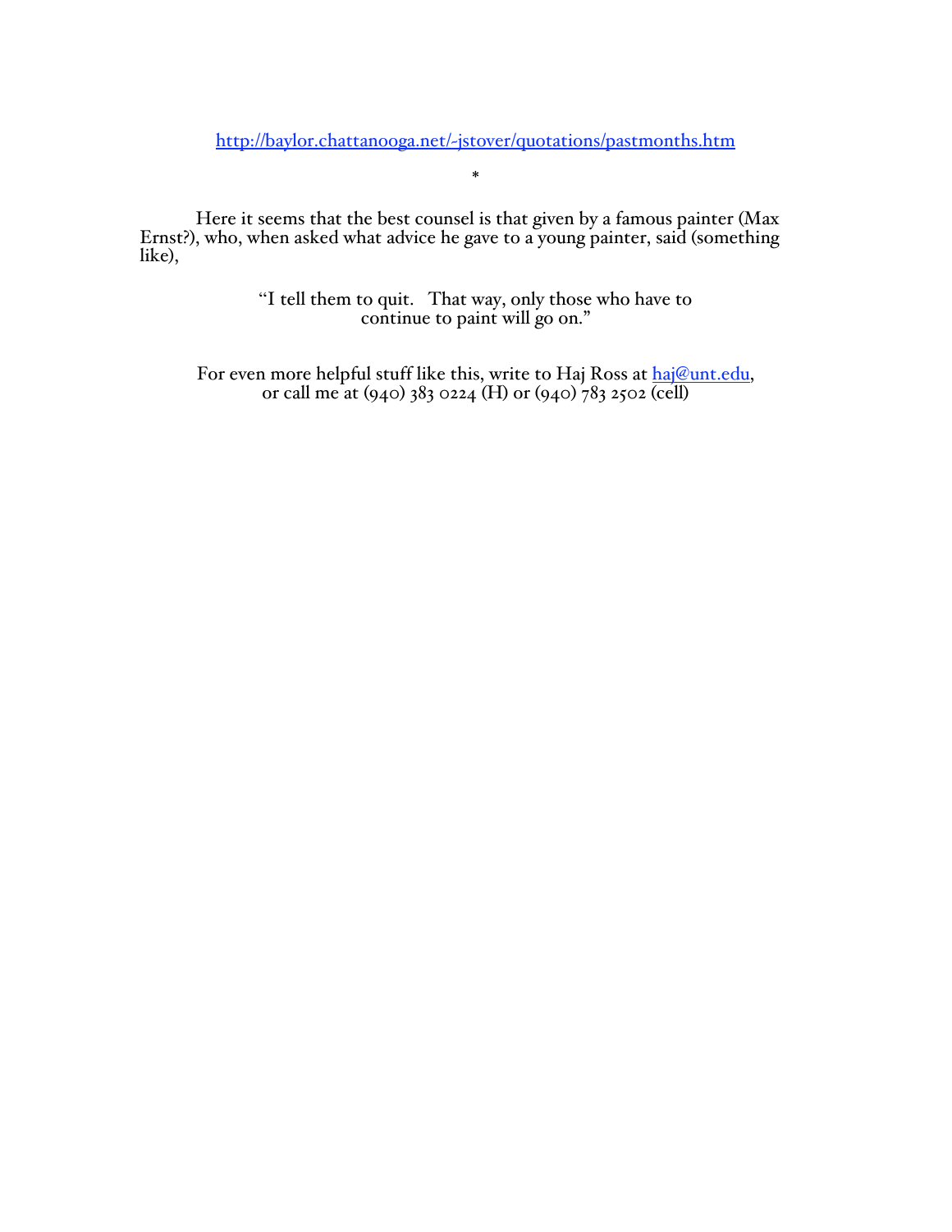http://baylor.chattanooga.net/~jstover/quotations/pastmonths.htm

*

Here it seems that the best counsel is that given by a famous painter (Max Ernst?), who, when asked what advice he gave to a young painter, said (something like),

> "I tell them to quit. That way, only those who have to continue to paint will go on."

For even more helpful stuff like this, write to Haj Ross at haj@unt.edu, or call me at (940) 383 0224 (H) or (940) 783 2502 (cell)